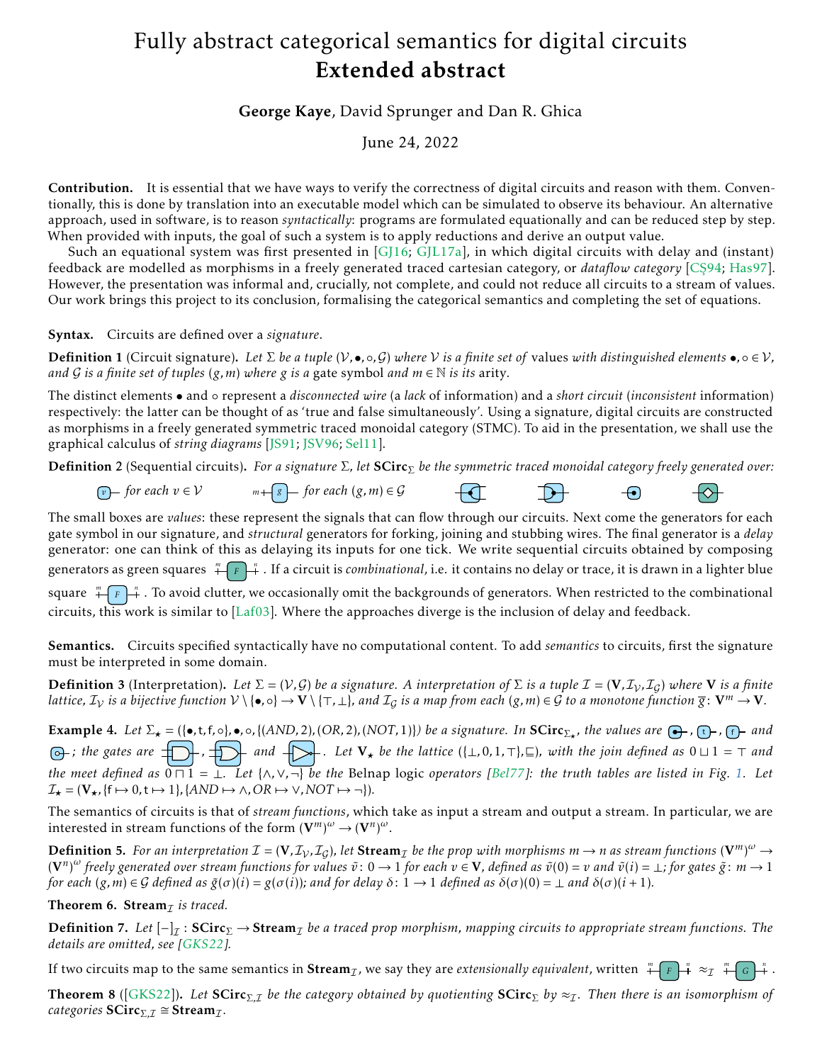# Fully abstract categorical semantics for digital circuits
# **Extended abstract**

**George Kaye**, David Sprunger and Dan R. Ghica

June 24, 2022

**Contribution.** It is essential that we have ways to verify the correctness of digital circuits and reason with them. Conventionally, this is done by translation into an executable model which can be simulated to observe its behaviour. An alternative approach, used in software, is to reason *syntactically*: programs are formulated equationally and can be reduced step by step. When provided with inputs, the goal of such a system is to apply reductions and derive an output value.

Such an equational system was first presented in [GJ16; GJL17a], in which digital circuits with delay and (instant) feedback are modelled as morphisms in a freely generated traced cartesian category, or *dataflow category* [CŞ94; Has97]. However, the presentation was informal and, crucially, not complete, and could not reduce all circuits to a stream of values. Our work brings this project to its conclusion, formalising the categorical semantics and completing the set of equations.

**Syntax.** Circuits are defined over a *signature*.

**Definition 1** (Circuit signature)**.** *Let $\Sigma$ be a tuple $(\mathcal{V}, \bullet, \circ, \mathcal{G})$ where $\mathcal{V}$ is a finite set of* values *with distinguished elements $\bullet, \circ \in \mathcal{V}$, and $\mathcal{G}$ is a finite set of tuples $(g, m)$ where $g$ is a* gate symbol *and $m \in \mathbb{N}$ is its* arity*.*

The distinct elements $\bullet$ and $\circ$ represent a *disconnected wire* (a *lack* of information) and a *short circuit* (*inconsistent* information) respectively: the latter can be thought of as 'true and false simultaneously'. Using a signature, digital circuits are constructed as morphisms in a freely generated symmetric traced monoidal category (STMC). To aid in the presentation, we shall use the graphical calculus of *string diagrams* [JS91; JSV96; Sel11].

**Definition 2** (Sequential circuits)**.** *For a signature $\Sigma$, let $\mathbf{SCirc}_\Sigma$ be the symmetric traced monoidal category freely generated over:*

*[v] for each $v \in \mathcal{V}$ &nbsp;&nbsp;&nbsp; $m$–[g]– for each $(g, m) \in \mathcal{G}$ &nbsp;&nbsp;&nbsp; [fork] &nbsp; [join] &nbsp; [stub] &nbsp; [delay]*

The small boxes are *values*: these represent the signals that can flow through our circuits. Next come the generators for each gate symbol in our signature, and *structural* generators for forking, joining and stubbing wires. The final generator is a *delay* generator: one can think of this as delaying its inputs for one tick. We write sequential circuits obtained by composing generators as green squares $m$–[F]–$n$. If a circuit is *combinational*, i.e. it contains no delay or trace, it is drawn in a lighter blue square $m$–[F]–$n$. To avoid clutter, we occasionally omit the backgrounds of generators. When restricted to the combinational circuits, this work is similar to [Laf03]. Where the approaches diverge is the inclusion of delay and feedback.

**Semantics.** Circuits specified syntactically have no computational content. To add *semantics* to circuits, first the signature must be interpreted in some domain.

**Definition 3** (Interpretation)**.** *Let $\Sigma = (\mathcal{V}, \mathcal{G})$ be a signature. An interpretation of $\Sigma$ is a tuple $\mathcal{I} = (\mathbf{V}, \mathcal{I}_\mathcal{V}, \mathcal{I}_\mathcal{G})$ where $\mathbf{V}$ is a finite lattice, $\mathcal{I}_\mathcal{V}$ is a bijective function $\mathcal{V} \setminus \{\bullet, \circ\} \to \mathbf{V} \setminus \{\top, \bot\}$, and $\mathcal{I}_\mathcal{G}$ is a map from each $(g, m) \in \mathcal{G}$ to a monotone function $\overline{g} \colon \mathbf{V}^m \to \mathbf{V}$.*

**Example 4.** *Let $\Sigma_\star = (\{\bullet, \mathsf{t}, \mathsf{f}, \circ\}, \bullet, \circ, \{(AND, 2), (OR, 2), (NOT, 1)\})$ be a signature. In $\mathbf{SCirc}_{\Sigma_\star}$, the values are [$\bullet$], [t], [f] and [$\circ$]; the gates are [AND], [OR] and [NOT]. Let $\mathbf{V}_\star$ be the lattice $(\{\bot, 0, 1, \top\}, \sqsubseteq)$, with the join defined as $0 \sqcup 1 = \top$ and the meet defined as $0 \sqcap 1 = \bot$. Let $\{\wedge, \vee, \neg\}$ be the* Belnap logic *operators [Bel77]: the truth tables are listed in Fig. 1. Let $\mathcal{I}_\star = (\mathbf{V}_\star, \{\mathsf{f} \mapsto 0, \mathsf{t} \mapsto 1\}, \{AND \mapsto \wedge, OR \mapsto \vee, NOT \mapsto \neg\})$.*

The semantics of circuits is that of *stream functions*, which take as input a stream and output a stream. In particular, we are interested in stream functions of the form $(\mathbf{V}^m)^\omega \to (\mathbf{V}^n)^\omega$.

**Definition 5.** *For an interpretation $\mathcal{I} = (\mathbf{V}, \mathcal{I}_\mathcal{V}, \mathcal{I}_\mathcal{G})$, let $\mathbf{Stream}_\mathcal{I}$ be the prop with morphisms $m \to n$ as stream functions $(\mathbf{V}^m)^\omega \to (\mathbf{V}^n)^\omega$ freely generated over stream functions for values $\tilde{v} \colon 0 \to 1$ for each $v \in \mathbf{V}$, defined as $\tilde{v}(0) = v$ and $\tilde{v}(i) = \bot$; for gates $\tilde{g} \colon m \to 1$ for each $(g, m) \in \mathcal{G}$ defined as $\tilde{g}(\sigma)(i) = g(\sigma(i))$; and for delay $\delta \colon 1 \to 1$ defined as $\delta(\sigma)(0) = \bot$ and $\delta(\sigma)(i+1)$.*

**Theorem 6.** $\mathbf{Stream}_\mathcal{I}$ *is traced.*

**Definition 7.** *Let $[-]_\mathcal{I} \colon \mathbf{SCirc}_\Sigma \to \mathbf{Stream}_\mathcal{I}$ be a traced prop morphism, mapping circuits to appropriate stream functions. The details are omitted, see [GKS22].*

If two circuits map to the same semantics in $\mathbf{Stream}_\mathcal{I}$, we say they are *extensionally equivalent*, written $m$–[F]–$n$ $\approx_\mathcal{I}$ $m$–[G]–$n$.

**Theorem 8** ([GKS22])**.** *Let $\mathbf{SCirc}_{\Sigma,\mathcal{I}}$ be the category obtained by quotienting $\mathbf{SCirc}_\Sigma$ by $\approx_\mathcal{I}$. Then there is an isomorphism of categories $\mathbf{SCirc}_{\Sigma,\mathcal{I}} \cong \mathbf{Stream}_\mathcal{I}$.*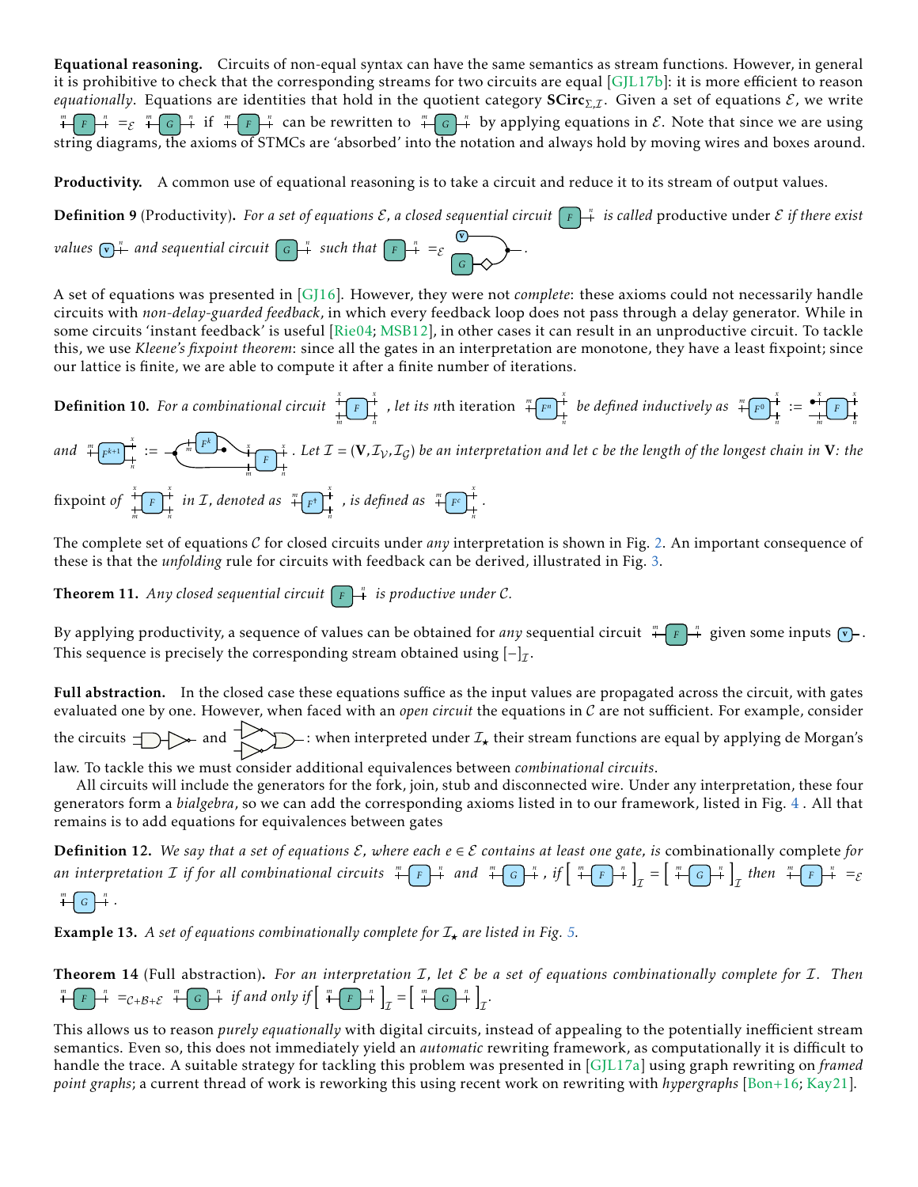**Equational reasoning.** Circuits of non-equal syntax can have the same semantics as stream functions. However, in general it is prohibitive to check that the corresponding streams for two circuits are equal [GJL17b]: it is more efficient to reason *equationally*. Equations are identities that hold in the quotient category $\mathbf{SCirc}_{\Sigma,\mathcal{I}}$. Given a set of equations $\mathcal{E}$, we write $F =_{\mathcal{E}} G$ if $F$ can be rewritten to $G$ by applying equations in $\mathcal{E}$. Note that since we are using string diagrams, the axioms of STMCs are 'absorbed' into the notation and always hold by moving wires and boxes around.

**Productivity.** A common use of equational reasoning is to take a circuit and reduce it to its stream of output values.

**Definition 9** (Productivity)**.** *For a set of equations $\mathcal{E}$, a closed sequential circuit $F$ is called* productive under $\mathcal{E}$ *if there exist values $\mathbf{v}$ and sequential circuit $G$ such that $F =_{\mathcal{E}}$ $\mathbf{v}$ joined with $G$ through a delay.*

A set of equations was presented in [GJ16]. However, they were not *complete*: these axioms could not necessarily handle circuits with *non-delay-guarded feedback*, in which every feedback loop does not pass through a delay generator. While in some circuits 'instant feedback' is useful [Rie04; MSB12], in other cases it can result in an unproductive circuit. To tackle this, we use *Kleene's fixpoint theorem*: since all the gates in an interpretation are monotone, they have a least fixpoint; since our lattice is finite, we are able to compute it after a finite number of iterations.

**Definition 10.** *For a combinational circuit $F$ (with inputs $x, m$ and outputs $x, n$), let its $n$th iteration $F^n$ be defined inductively as $F^0 :=$ $F$ with its $x$ input fed by bottom, and $F^{k+1} :=$ $F$ with its $x$ input fed by the $x$ output of $F^k$. Let $\mathcal{I} = (\mathbf{V}, \mathcal{I}_{\mathcal{V}}, \mathcal{I}_{\mathcal{G}})$ be an interpretation and let $c$ be the length of the longest chain in $\mathbf{V}$: the* fixpoint *of $F$ in $\mathcal{I}$, denoted as $F^{\dagger}$, is defined as $F^c$.*

The complete set of equations $\mathcal{C}$ for closed circuits under *any* interpretation is shown in Fig. 2. An important consequence of these is that the *unfolding* rule for circuits with feedback can be derived, illustrated in Fig. 3.

**Theorem 11.** *Any closed sequential circuit $F$ is productive under $\mathcal{C}$.*

By applying productivity, a sequence of values can be obtained for *any* sequential circuit $F$ given some inputs $\mathbf{v}$. This sequence is precisely the corresponding stream obtained using $[-]_{\mathcal{I}}$.

**Full abstraction.** In the closed case these equations suffice as the input values are propagated across the circuit, with gates evaluated one by one. However, when faced with an *open circuit* the equations in $\mathcal{C}$ are not sufficient. For example, consider the circuits (AND followed by NOT) and (two NOTs followed by OR): when interpreted under $\mathcal{I}_{\star}$ their stream functions are equal by applying de Morgan's law. To tackle this we must consider additional equivalences between *combinational circuits*.

All circuits will include the generators for the fork, join, stub and disconnected wire. Under any interpretation, these four generators form a *bialgebra*, so we can add the corresponding axioms listed in to our framework, listed in Fig. 4 . All that remains is to add equations for equivalences between gates

**Definition 12.** *We say that a set of equations $\mathcal{E}$, where each $e \in \mathcal{E}$ contains at least one gate, is* combinationally complete *for an interpretation $\mathcal{I}$ if for all combinational circuits $F$ and $G$, if $[F]_{\mathcal{I}} = [G]_{\mathcal{I}}$ then $F =_{\mathcal{E}} G$.*

**Example 13.** *A set of equations combinationally complete for $\mathcal{I}_{\star}$ are listed in Fig. 5.*

**Theorem 14** (Full abstraction)**.** *For an interpretation $\mathcal{I}$, let $\mathcal{E}$ be a set of equations combinationally complete for $\mathcal{I}$. Then $F =_{\mathcal{C}+\mathcal{B}+\mathcal{E}} G$ if and only if $[F]_{\mathcal{I}} = [G]_{\mathcal{I}}$.*

This allows us to reason *purely equationally* with digital circuits, instead of appealing to the potentially inefficient stream semantics. Even so, this does not immediately yield an *automatic* rewriting framework, as computationally it is difficult to handle the trace. A suitable strategy for tackling this problem was presented in [GJL17a] using graph rewriting on *framed point graphs*; a current thread of work is reworking this using recent work on rewriting with *hypergraphs* [Bon+16; Kay21].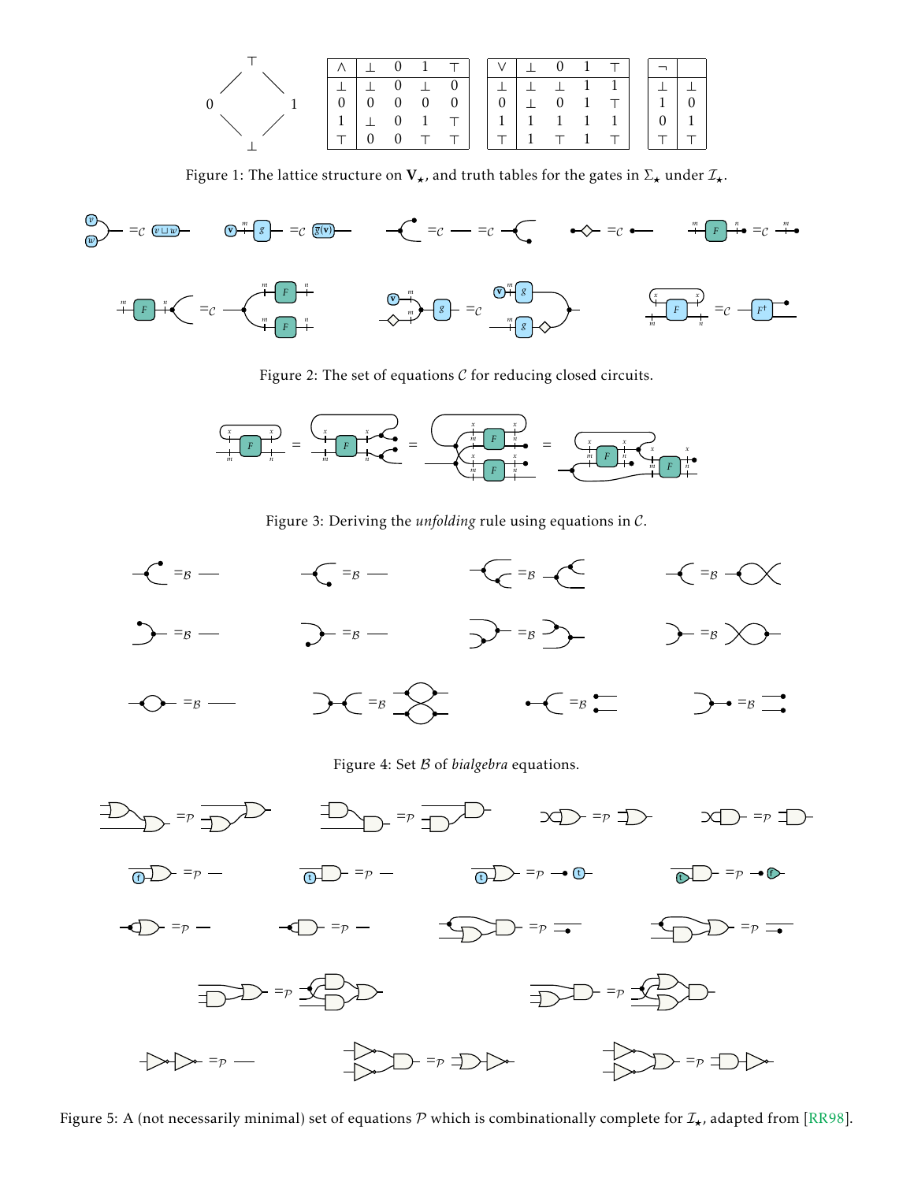| $\wedge$ | $\bot$ | 0 | 1 | $\top$ |
|---|---|---|---|---|
| $\bot$ | $\bot$ | 0 | $\bot$ | 0 |
| 0 | 0 | 0 | 0 | 0 |
| 1 | $\bot$ | 0 | 1 | $\top$ |
| $\top$ | 0 | 0 | $\top$ | $\top$ |

| $\vee$ | $\bot$ | 0 | 1 | $\top$ |
|---|---|---|---|---|
| $\bot$ | $\bot$ | $\bot$ | 1 | 1 |
| 0 | $\bot$ | 0 | 1 | $\top$ |
| 1 | 1 | 1 | 1 | 1 |
| $\top$ | 1 | $\top$ | 1 | $\top$ |

| $\neg$ | |
|---|---|
| $\bot$ | $\bot$ |
| 1 | 0 |
| 0 | 1 |
| $\top$ | $\top$ |

Figure 1: The lattice structure on $\mathbf{V}_\star$, and truth tables for the gates in $\Sigma_\star$ under $\mathcal{I}_\star$.

Figure 2: The set of equations $\mathcal{C}$ for reducing closed circuits.

Figure 3: Deriving the *unfolding* rule using equations in $\mathcal{C}$.

Figure 4: Set $\mathcal{B}$ of *bialgebra* equations.

Figure 5: A (not necessarily minimal) set of equations $\mathcal{P}$ which is combinationally complete for $\mathcal{I}_\star$, adapted from [RR98].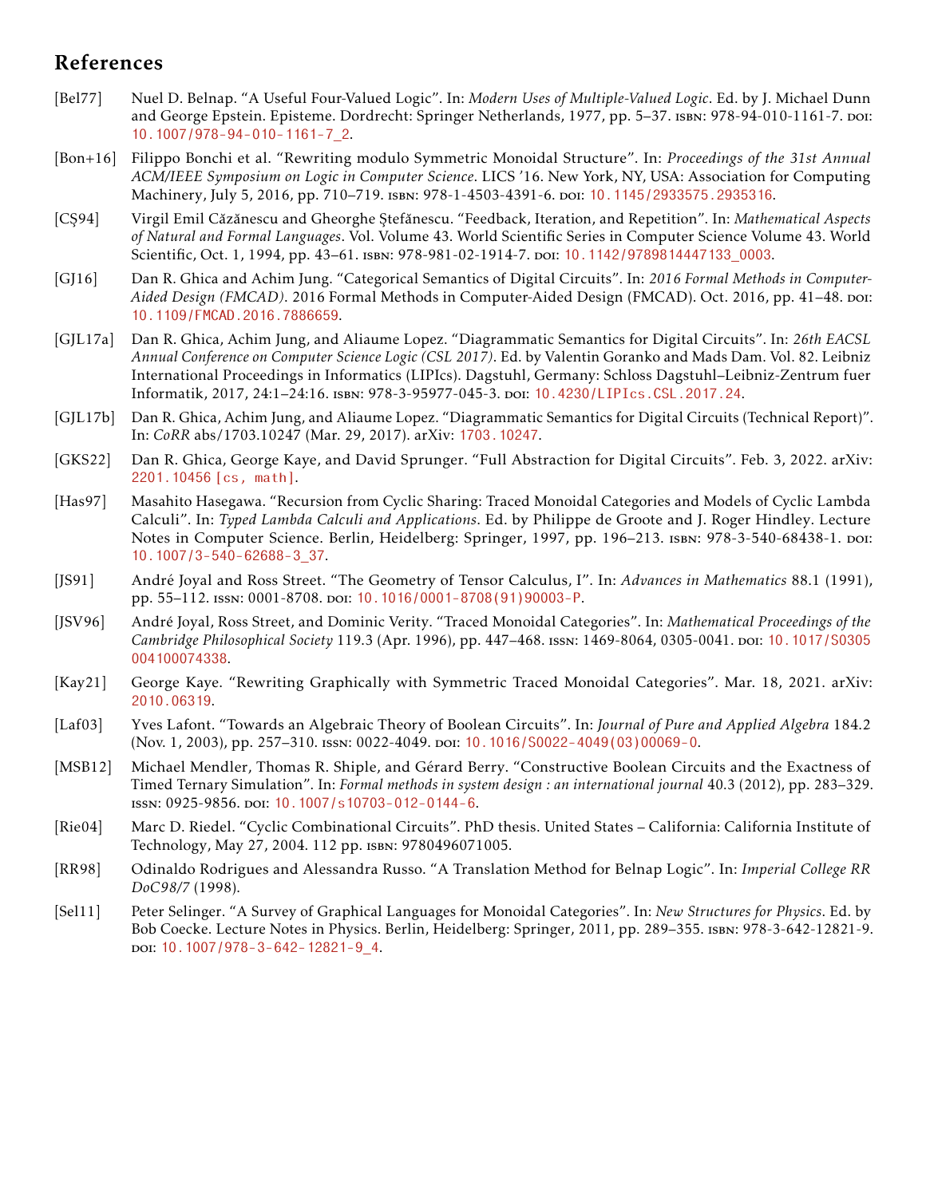## References

[Bel77] Nuel D. Belnap. “A Useful Four-Valued Logic”. In: *Modern Uses of Multiple-Valued Logic*. Ed. by J. Michael Dunn and George Epstein. Episteme. Dordrecht: Springer Netherlands, 1977, pp. 5–37. isbn: 978-94-010-1161-7. doi: 10.1007/978-94-010-1161-7_2.

[Bon+16] Filippo Bonchi et al. “Rewriting modulo Symmetric Monoidal Structure”. In: *Proceedings of the 31st Annual ACM/IEEE Symposium on Logic in Computer Science*. LICS ’16. New York, NY, USA: Association for Computing Machinery, July 5, 2016, pp. 710–719. isbn: 978-1-4503-4391-6. doi: 10.1145/2933575.2935316.

[CŞ94] Virgil Emil Căzănescu and Gheorghe Ştefănescu. “Feedback, Iteration, and Repetition”. In: *Mathematical Aspects of Natural and Formal Languages*. Vol. Volume 43. World Scientific Series in Computer Science Volume 43. World Scientific, Oct. 1, 1994, pp. 43–61. isbn: 978-981-02-1914-7. doi: 10.1142/9789814447133_0003.

[GJ16] Dan R. Ghica and Achim Jung. “Categorical Semantics of Digital Circuits”. In: *2016 Formal Methods in Computer-Aided Design (FMCAD)*. 2016 Formal Methods in Computer-Aided Design (FMCAD). Oct. 2016, pp. 41–48. doi: 10.1109/FMCAD.2016.7886659.

[GJL17a] Dan R. Ghica, Achim Jung, and Aliaume Lopez. “Diagrammatic Semantics for Digital Circuits”. In: *26th EACSL Annual Conference on Computer Science Logic (CSL 2017)*. Ed. by Valentin Goranko and Mads Dam. Vol. 82. Leibniz International Proceedings in Informatics (LIPIcs). Dagstuhl, Germany: Schloss Dagstuhl–Leibniz-Zentrum fuer Informatik, 2017, 24:1–24:16. isbn: 978-3-95977-045-3. doi: 10.4230/LIPIcs.CSL.2017.24.

[GJL17b] Dan R. Ghica, Achim Jung, and Aliaume Lopez. “Diagrammatic Semantics for Digital Circuits (Technical Report)”. In: *CoRR* abs/1703.10247 (Mar. 29, 2017). arXiv: 1703.10247.

[GKS22] Dan R. Ghica, George Kaye, and David Sprunger. “Full Abstraction for Digital Circuits”. Feb. 3, 2022. arXiv: 2201.10456 [cs, math].

[Has97] Masahito Hasegawa. “Recursion from Cyclic Sharing: Traced Monoidal Categories and Models of Cyclic Lambda Calculi”. In: *Typed Lambda Calculi and Applications*. Ed. by Philippe de Groote and J. Roger Hindley. Lecture Notes in Computer Science. Berlin, Heidelberg: Springer, 1997, pp. 196–213. isbn: 978-3-540-68438-1. doi: 10.1007/3-540-62688-3_37.

[JS91] André Joyal and Ross Street. “The Geometry of Tensor Calculus, I”. In: *Advances in Mathematics* 88.1 (1991), pp. 55–112. issn: 0001-8708. doi: 10.1016/0001-8708(91)90003-P.

[JSV96] André Joyal, Ross Street, and Dominic Verity. “Traced Monoidal Categories”. In: *Mathematical Proceedings of the Cambridge Philosophical Society* 119.3 (Apr. 1996), pp. 447–468. issn: 1469-8064, 0305-0041. doi: 10.1017/S0305004100074338.

[Kay21] George Kaye. “Rewriting Graphically with Symmetric Traced Monoidal Categories”. Mar. 18, 2021. arXiv: 2010.06319.

[Laf03] Yves Lafont. “Towards an Algebraic Theory of Boolean Circuits”. In: *Journal of Pure and Applied Algebra* 184.2 (Nov. 1, 2003), pp. 257–310. issn: 0022-4049. doi: 10.1016/S0022-4049(03)00069-0.

[MSB12] Michael Mendler, Thomas R. Shiple, and Gérard Berry. “Constructive Boolean Circuits and the Exactness of Timed Ternary Simulation”. In: *Formal methods in system design : an international journal* 40.3 (2012), pp. 283–329. issn: 0925-9856. doi: 10.1007/s10703-012-0144-6.

[Rie04] Marc D. Riedel. “Cyclic Combinational Circuits”. PhD thesis. United States – California: California Institute of Technology, May 27, 2004. 112 pp. isbn: 9780496071005.

[RR98] Odinaldo Rodrigues and Alessandra Russo. “A Translation Method for Belnap Logic”. In: *Imperial College RR DoC98/7* (1998).

[Sel11] Peter Selinger. “A Survey of Graphical Languages for Monoidal Categories”. In: *New Structures for Physics*. Ed. by Bob Coecke. Lecture Notes in Physics. Berlin, Heidelberg: Springer, 2011, pp. 289–355. isbn: 978-3-642-12821-9. doi: 10.1007/978-3-642-12821-9_4.